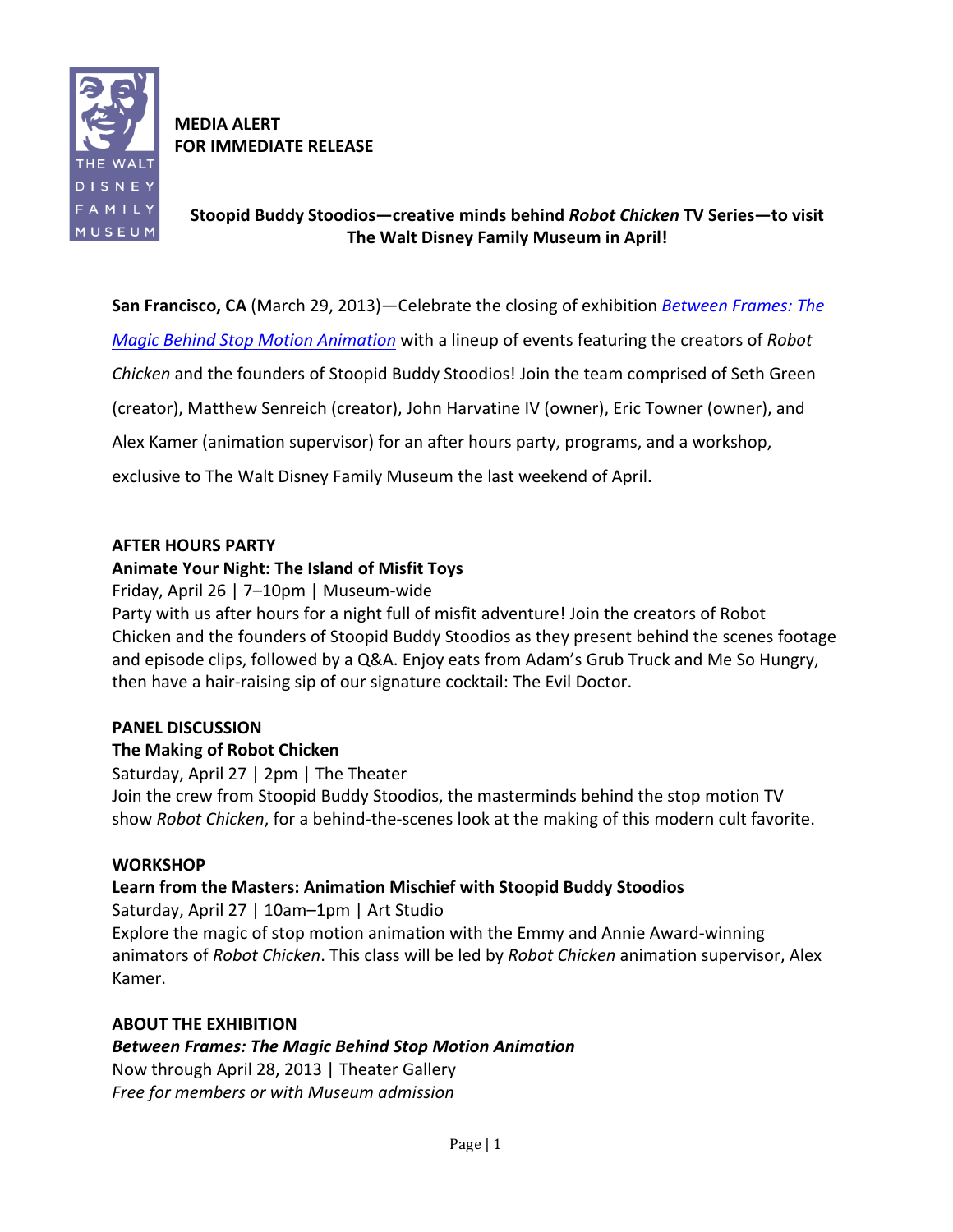**MEDIA ALERT**
**FOR IMMEDIATE RELEASE**

# Stoopid Buddy Stoodios—creative minds behind *Robot Chicken* TV Series—to visit The Walt Disney Family Museum in April!

**San Francisco, CA** (March 29, 2013)—Celebrate the closing of exhibition *Between Frames: The Magic Behind Stop Motion Animation* with a lineup of events featuring the creators of *Robot Chicken* and the founders of Stoopid Buddy Stoodios! Join the team comprised of Seth Green (creator), Matthew Senreich (creator), John Harvatine IV (owner), Eric Towner (owner), and Alex Kamer (animation supervisor) for an after hours party, programs, and a workshop, exclusive to The Walt Disney Family Museum the last weekend of April.

## AFTER HOURS PARTY

**Animate Your Night: The Island of Misfit Toys**
Friday, April 26 | 7–10pm | Museum-wide
Party with us after hours for a night full of misfit adventure! Join the creators of Robot Chicken and the founders of Stoopid Buddy Stoodios as they present behind the scenes footage and episode clips, followed by a Q&A. Enjoy eats from Adam's Grub Truck and Me So Hungry, then have a hair-raising sip of our signature cocktail: The Evil Doctor.

## PANEL DISCUSSION

**The Making of Robot Chicken**
Saturday, April 27 | 2pm | The Theater
Join the crew from Stoopid Buddy Stoodios, the masterminds behind the stop motion TV show *Robot Chicken*, for a behind-the-scenes look at the making of this modern cult favorite.

## WORKSHOP

**Learn from the Masters: Animation Mischief with Stoopid Buddy Stoodios**
Saturday, April 27 | 10am–1pm | Art Studio
Explore the magic of stop motion animation with the Emmy and Annie Award-winning animators of *Robot Chicken*. This class will be led by *Robot Chicken* animation supervisor, Alex Kamer.

## ABOUT THE EXHIBITION

***Between Frames: The Magic Behind Stop Motion Animation***
Now through April 28, 2013 | Theater Gallery
*Free for members or with Museum admission*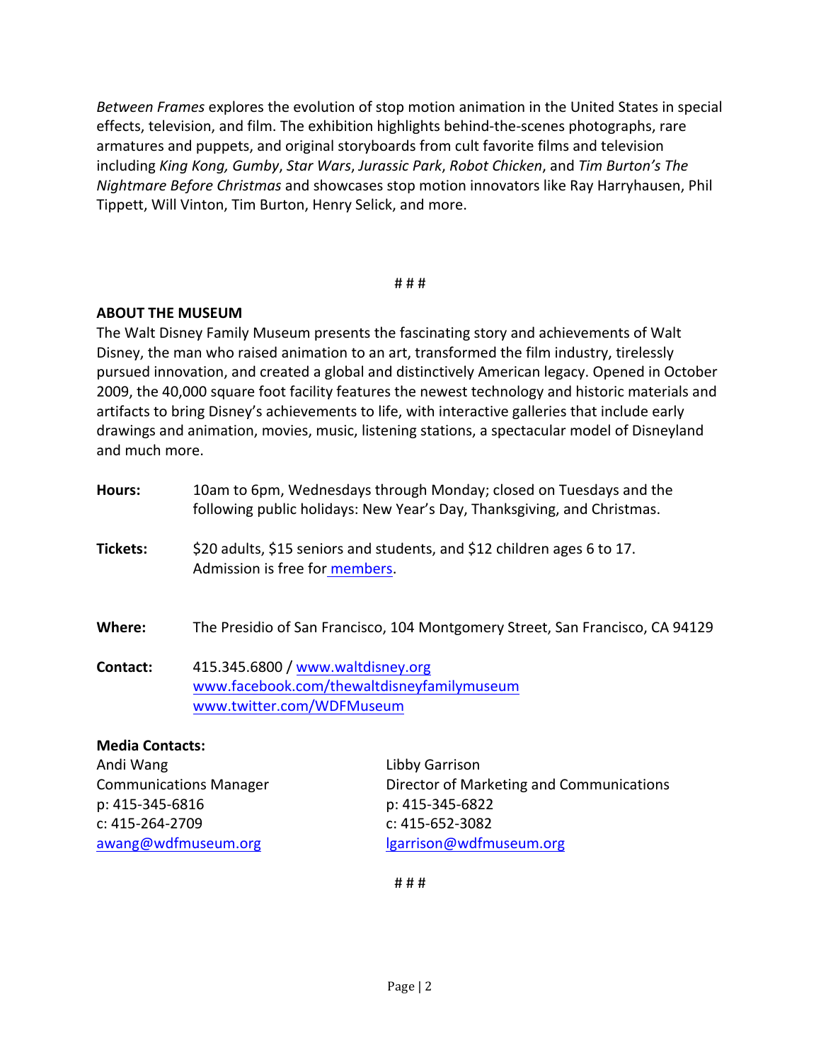*Between Frames* explores the evolution of stop motion animation in the United States in special effects, television, and film. The exhibition highlights behind-the-scenes photographs, rare armatures and puppets, and original storyboards from cult favorite films and television including *King Kong, Gumby*, *Star Wars*, *Jurassic Park*, *Robot Chicken*, and *Tim Burton's The Nightmare Before Christmas* and showcases stop motion innovators like Ray Harryhausen, Phil Tippett, Will Vinton, Tim Burton, Henry Selick, and more.

# # #

**ABOUT THE MUSEUM**

The Walt Disney Family Museum presents the fascinating story and achievements of Walt Disney, the man who raised animation to an art, transformed the film industry, tirelessly pursued innovation, and created a global and distinctively American legacy. Opened in October 2009, the 40,000 square foot facility features the newest technology and historic materials and artifacts to bring Disney's achievements to life, with interactive galleries that include early drawings and animation, movies, music, listening stations, a spectacular model of Disneyland and much more.

**Hours:** 10am to 6pm, Wednesdays through Monday; closed on Tuesdays and the following public holidays: New Year's Day, Thanksgiving, and Christmas.

**Tickets:** $20 adults, $15 seniors and students, and $12 children ages 6 to 17. Admission is free for members.

**Where:** The Presidio of San Francisco, 104 Montgomery Street, San Francisco, CA 94129

**Contact:** 415.345.6800 / www.waltdisney.org
www.facebook.com/thewaltdisneyfamilymuseum
www.twitter.com/WDFMuseum

**Media Contacts:**

Andi Wang
Communications Manager
p: 415-345-6816
c: 415-264-2709
awang@wdfmuseum.org

Libby Garrison
Director of Marketing and Communications
p: 415-345-6822
c: 415-652-3082
lgarrison@wdfmuseum.org

# # #